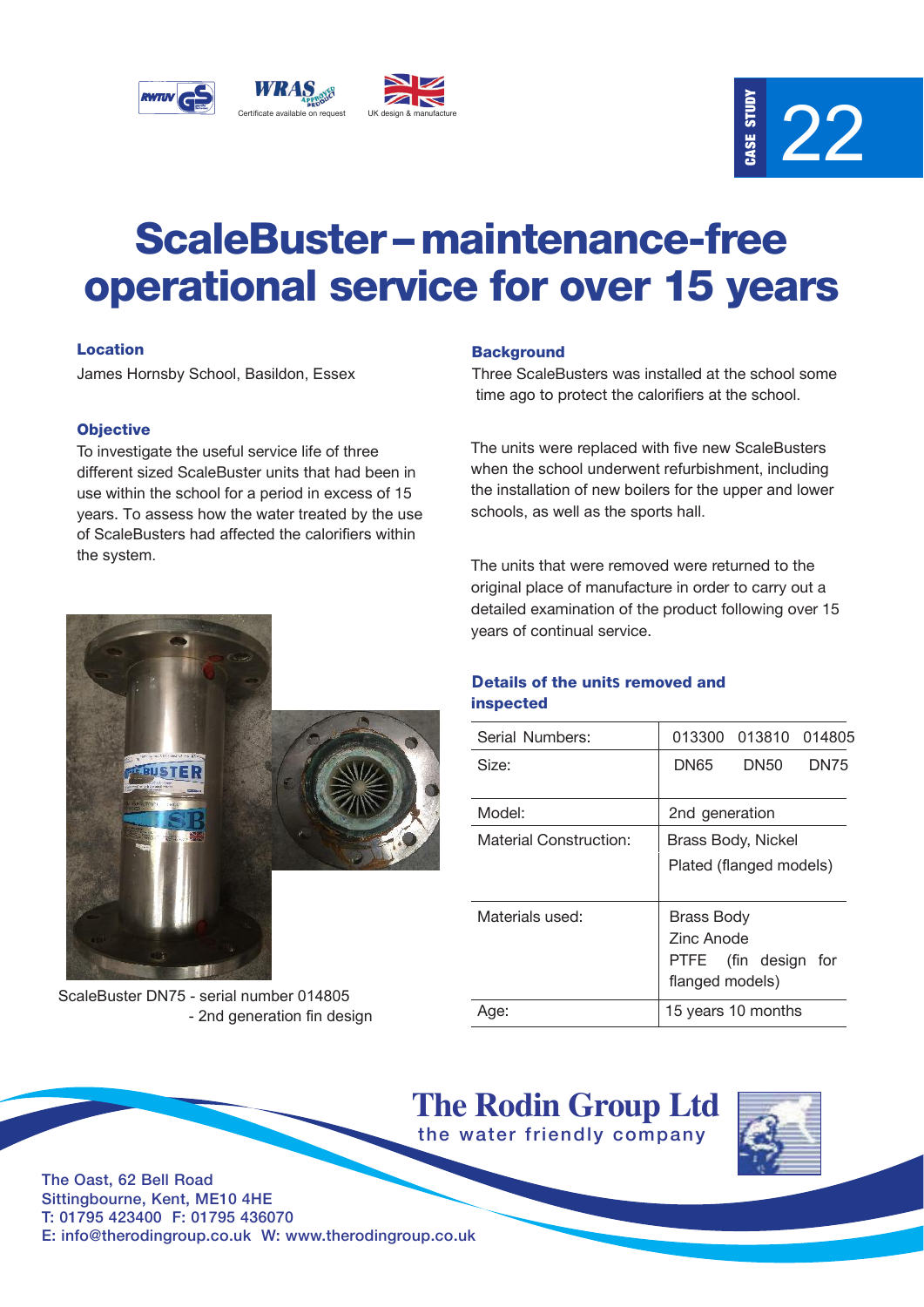Certificate available on request

UK design & manufacture

CASE STUDY 22

# ScaleBuster – maintenance-free operational service for over 15 years

### Location

James Hornsby School, Basildon, Essex

### Objective

To investigate the useful service life of three different sized ScaleBuster units that had been in use within the school for a period in excess of 15 years. To assess how the water treated by the use of ScaleBusters had affected the calorifiers within the system.

ScaleBuster DN75 - serial number 014805
- 2nd generation fin design

### Background

Three ScaleBusters was installed at the school some time ago to protect the calorifiers at the school.

The units were replaced with five new ScaleBusters when the school underwent refurbishment, including the installation of new boilers for the upper and lower schools, as well as the sports hall.

The units that were removed were returned to the original place of manufacture in order to carry out a detailed examination of the product following over 15 years of continual service.

### Details of the units removed and inspected

| | |
|---|---|
| Serial Numbers: | 013300 013810 014805 |
| Size: | DN65 DN50 DN75 |
| Model: | 2nd generation |
| Material Construction: | Brass Body, Nickel Plated (flanged models) |
| Materials used: | Brass Body<br>Zinc Anode<br>PTFE (fin design for flanged models) |
| Age: | 15 years 10 months |

**The Rodin Group Ltd**
the water friendly company

The Oast, 62 Bell Road
Sittingbourne, Kent, ME10 4HE
T: 01795 423400 F: 01795 436070
E: info@therodingroup.co.uk W: www.therodingroup.co.uk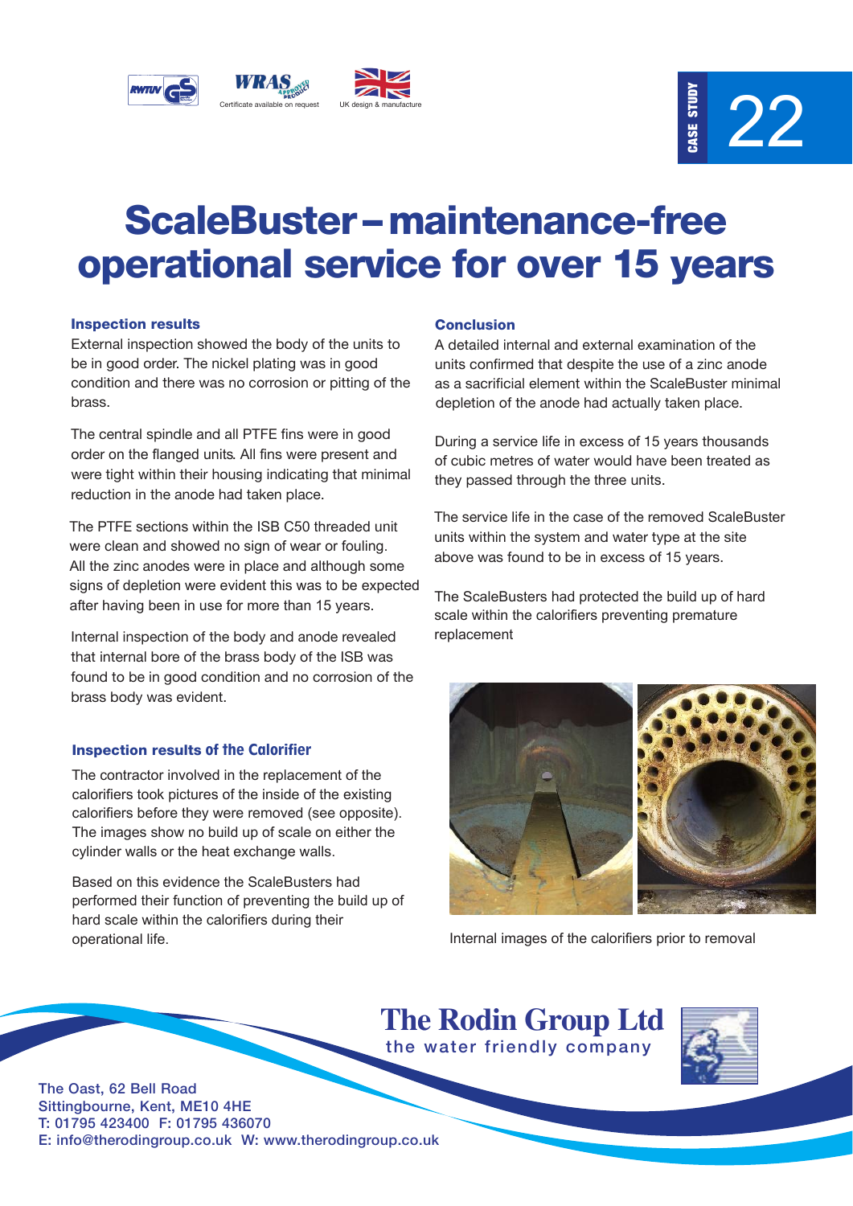WRAS APPROVED PRODUCT Certificate available on request

UK design & manufacture

CASE STUDY 22

# ScaleBuster – maintenance-free operational service for over 15 years

### Inspection results

External inspection showed the body of the units to be in good order. The nickel plating was in good condition and there was no corrosion or pitting of the brass.

The central spindle and all PTFE fins were in good order on the flanged units. All fins were present and were tight within their housing indicating that minimal reduction in the anode had taken place.

The PTFE sections within the ISB C50 threaded unit were clean and showed no sign of wear or fouling. All the zinc anodes were in place and although some signs of depletion were evident this was to be expected after having been in use for more than 15 years.

Internal inspection of the body and anode revealed that internal bore of the brass body of the ISB was found to be in good condition and no corrosion of the brass body was evident.

### Inspection results of the Calorifier

The contractor involved in the replacement of the calorifiers took pictures of the inside of the existing calorifiers before they were removed (see opposite). The images show no build up of scale on either the cylinder walls or the heat exchange walls.

Based on this evidence the ScaleBusters had performed their function of preventing the build up of hard scale within the calorifiers during their operational life.

### Conclusion

A detailed internal and external examination of the units confirmed that despite the use of a zinc anode as a sacrificial element within the ScaleBuster minimal depletion of the anode had actually taken place.

During a service life in excess of 15 years thousands of cubic metres of water would have been treated as they passed through the three units.

The service life in the case of the removed ScaleBuster units within the system and water type at the site above was found to be in excess of 15 years.

The ScaleBusters had protected the build up of hard scale within the calorifiers preventing premature replacement

Internal images of the calorifiers prior to removal

**The Rodin Group Ltd**
the water friendly company

The Oast, 62 Bell Road
Sittingbourne, Kent, ME10 4HE
T: 01795 423400 F: 01795 436070
E: info@therodingroup.co.uk W: www.therodingroup.co.uk